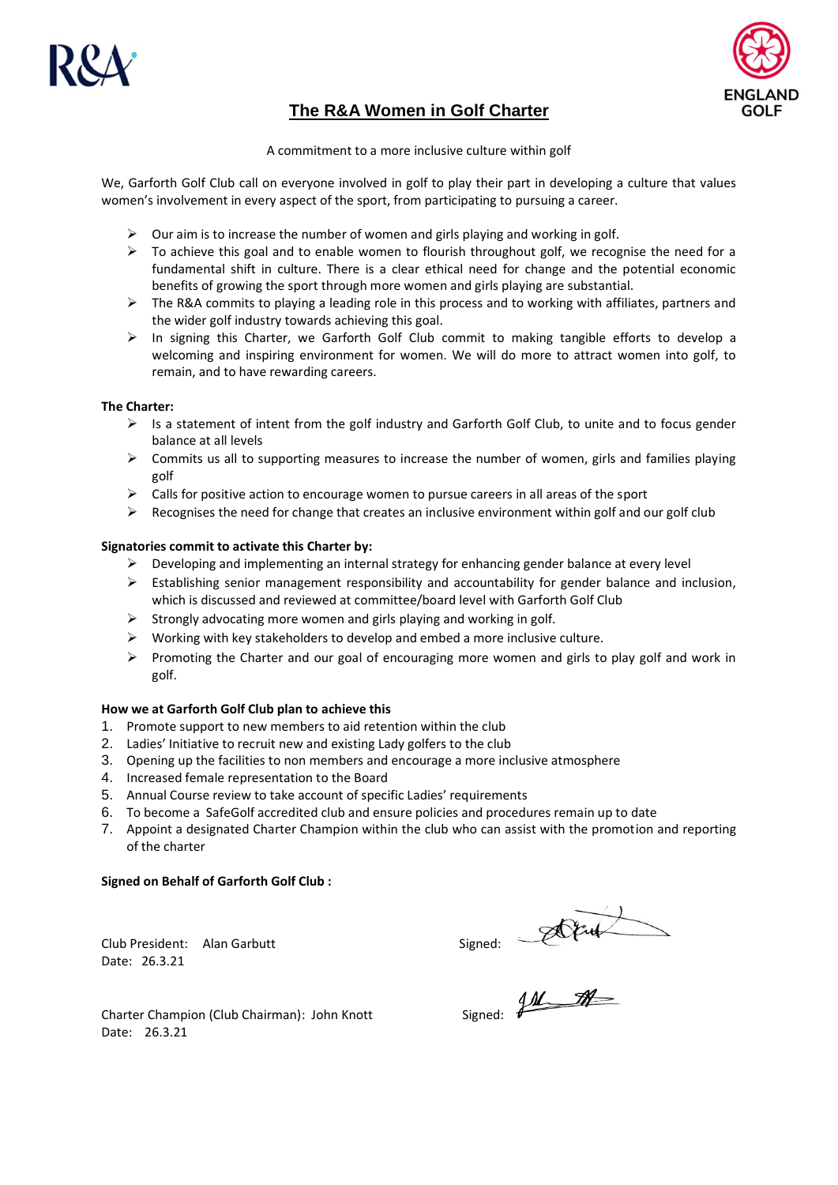# The R&A Women in Golf Charter

A commitment to a more inclusive culture within golf

We, Garforth Golf Club call on everyone involved in golf to play their part in developing a culture that values women's involvement in every aspect of the sport, from participating to pursuing a career.

- Our aim is to increase the number of women and girls playing and working in golf.
- To achieve this goal and to enable women to flourish throughout golf, we recognise the need for a fundamental shift in culture. There is a clear ethical need for change and the potential economic benefits of growing the sport through more women and girls playing are substantial.
- The R&A commits to playing a leading role in this process and to working with affiliates, partners and the wider golf industry towards achieving this goal.
- In signing this Charter, we Garforth Golf Club commit to making tangible efforts to develop a welcoming and inspiring environment for women. We will do more to attract women into golf, to remain, and to have rewarding careers.

**The Charter:**

- Is a statement of intent from the golf industry and Garforth Golf Club, to unite and to focus gender balance at all levels
- Commits us all to supporting measures to increase the number of women, girls and families playing golf
- Calls for positive action to encourage women to pursue careers in all areas of the sport
- Recognises the need for change that creates an inclusive environment within golf and our golf club

**Signatories commit to activate this Charter by:**

- Developing and implementing an internal strategy for enhancing gender balance at every level
- Establishing senior management responsibility and accountability for gender balance and inclusion, which is discussed and reviewed at committee/board level with Garforth Golf Club
- Strongly advocating more women and girls playing and working in golf.
- Working with key stakeholders to develop and embed a more inclusive culture.
- Promoting the Charter and our goal of encouraging more women and girls to play golf and work in golf.

**How we at Garforth Golf Club plan to achieve this**

1. Promote support to new members to aid retention within the club
2. Ladies' Initiative to recruit new and existing Lady golfers to the club
3. Opening up the facilities to non members and encourage a more inclusive atmosphere
4. Increased female representation to the Board
5. Annual Course review to take account of specific Ladies' requirements
6. To become a SafeGolf accredited club and ensure policies and procedures remain up to date
7. Appoint a designated Charter Champion within the club who can assist with the promotion and reporting of the charter

**Signed on Behalf of Garforth Golf Club :**

Club President: Alan Garbutt Signed:
Date: 26.3.21

Charter Champion (Club Chairman): John Knott Signed:
Date: 26.3.21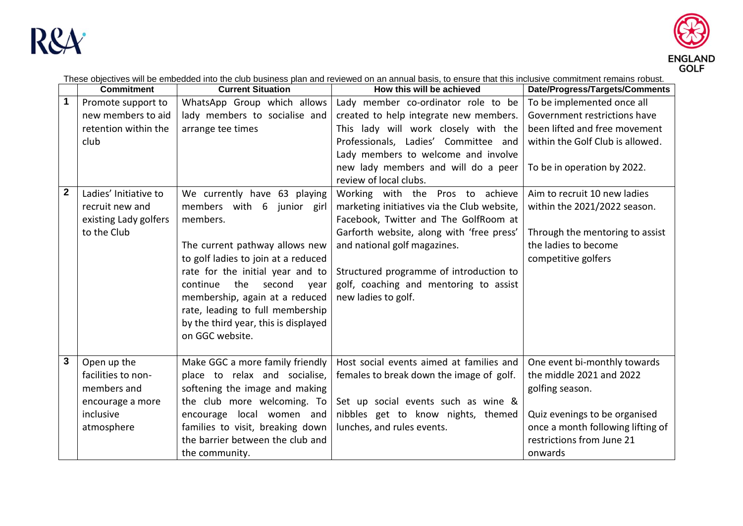These objectives will be embedded into the club business plan and reviewed on an annual basis, to ensure that this inclusive commitment remains robust.

| | Commitment | Current Situation | How this will be achieved | Date/Progress/Targets/Comments |
|---|---|---|---|---|
| 1 | Promote support to new members to aid retention within the club | WhatsApp Group which allows lady members to socialise and arrange tee times | Lady member co-ordinator role to be created to help integrate new members. This lady will work closely with the Professionals, Ladies' Committee and Lady members to welcome and involve new lady members and will do a peer review of local clubs. | To be implemented once all Government restrictions have been lifted and free movement within the Golf Club is allowed.<br><br>To be in operation by 2022. |
| 2 | Ladies' Initiative to recruit new and existing Lady golfers to the Club | We currently have 63 playing members with 6 junior girl members.<br><br>The current pathway allows new to golf ladies to join at a reduced rate for the initial year and to continue the second year membership, again at a reduced rate, leading to full membership by the third year, this is displayed on GGC website. | Working with the Pros to achieve marketing initiatives via the Club website, Facebook, Twitter and The GolfRoom at Garforth website, along with 'free press' and national golf magazines.<br><br>Structured programme of introduction to golf, coaching and mentoring to assist new ladies to golf. | Aim to recruit 10 new ladies within the 2021/2022 season.<br><br>Through the mentoring to assist the ladies to become competitive golfers |
| 3 | Open up the facilities to non-members and encourage a more inclusive atmosphere | Make GGC a more family friendly place to relax and socialise, softening the image and making the club more welcoming. To encourage local women and families to visit, breaking down the barrier between the club and the community. | Host social events aimed at families and females to break down the image of golf.<br><br>Set up social events such as wine & nibbles get to know nights, themed lunches, and rules events. | One event bi-monthly towards the middle 2021 and 2022 golfing season.<br><br>Quiz evenings to be organised once a month following lifting of restrictions from June 21 onwards |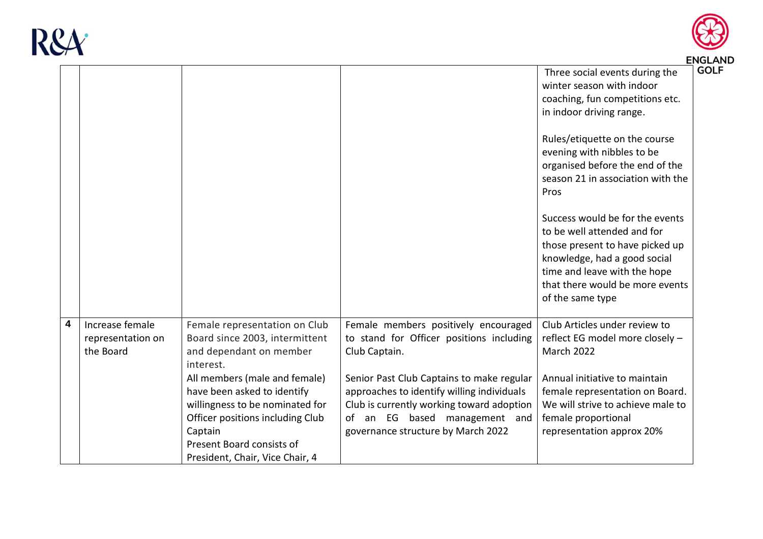| | | | | |
|---|---|---|---|---|
| | | | | Three social events during the winter season with indoor coaching, fun competitions etc. in indoor driving range.<br><br>Rules/etiquette on the course evening with nibbles to be organised before the end of the season 21 in association with the Pros<br><br>Success would be for the events to be well attended and for those present to have picked up knowledge, had a good social time and leave with the hope that there would be more events of the same type |
| 4 | Increase female representation on the Board | Female representation on Club Board since 2003, intermittent and dependant on member interest.<br>All members (male and female) have been asked to identify willingness to be nominated for Officer positions including Club Captain<br>Present Board consists of President, Chair, Vice Chair, 4 | Female members positively encouraged to stand for Officer positions including Club Captain.<br><br>Senior Past Club Captains to make regular approaches to identify willing individuals<br>Club is currently working toward adoption of an EG based management and governance structure by March 2022 | Club Articles under review to reflect EG model more closely – March 2022<br><br>Annual initiative to maintain female representation on Board. We will strive to achieve male to female proportional representation approx 20% |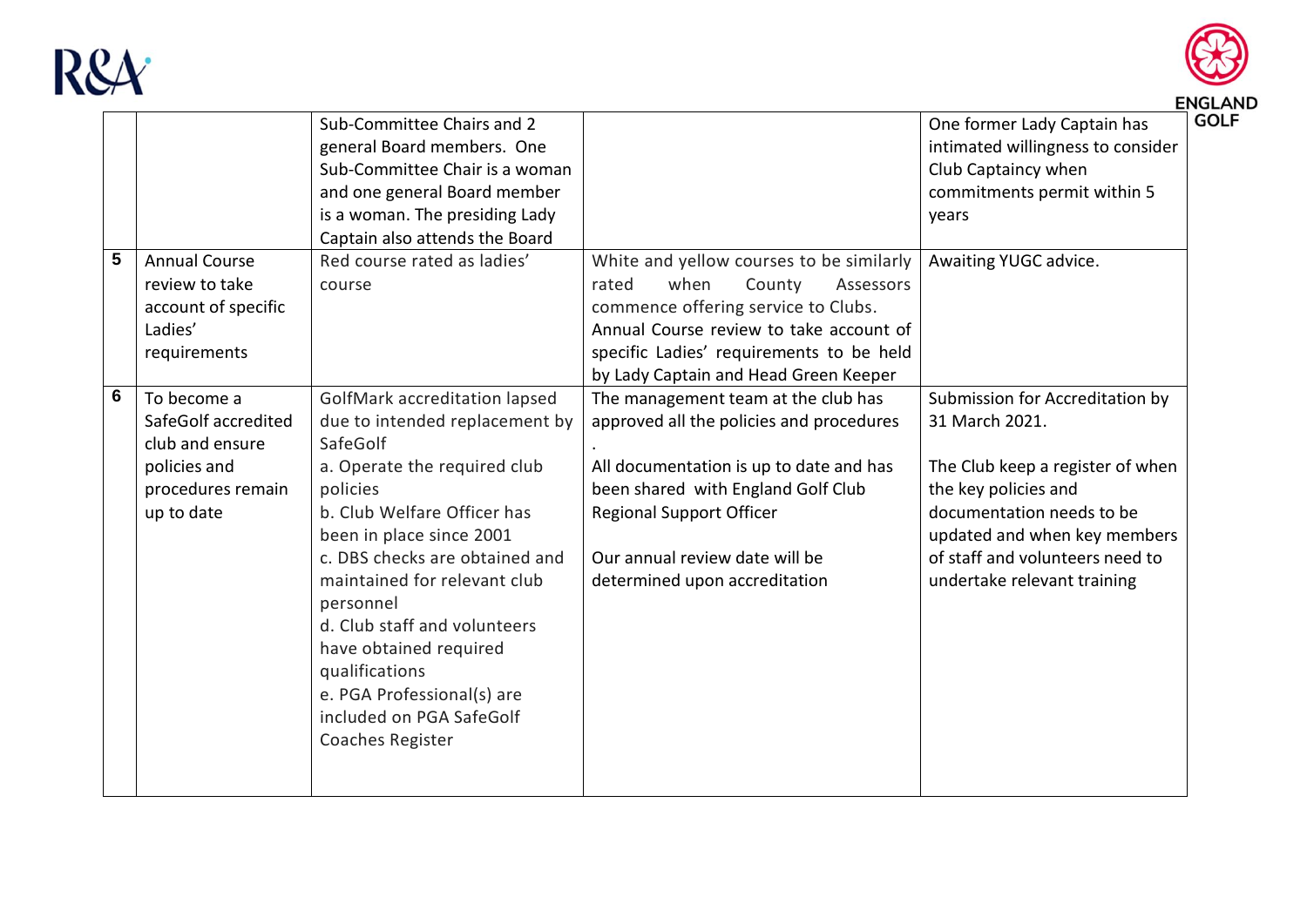| | | | | |
|---|---|---|---|---|
| | | Sub-Committee Chairs and 2 general Board members. One Sub-Committee Chair is a woman and one general Board member is a woman. The presiding Lady Captain also attends the Board | | One former Lady Captain has intimated willingness to consider Club Captaincy when commitments permit within 5 years |
| **5** | Annual Course review to take account of specific Ladies' requirements | Red course rated as ladies' course | White and yellow courses to be similarly rated when County Assessors commence offering service to Clubs. Annual Course review to take account of specific Ladies' requirements to be held by Lady Captain and Head Green Keeper | Awaiting YUGC advice. |
| **6** | To become a SafeGolf accredited club and ensure policies and procedures remain up to date | GolfMark accreditation lapsed due to intended replacement by SafeGolf<br>a. Operate the required club policies<br>b. Club Welfare Officer has been in place since 2001<br>c. DBS checks are obtained and maintained for relevant club personnel<br>d. Club staff and volunteers have obtained required qualifications<br>e. PGA Professional(s) are included on PGA SafeGolf Coaches Register | The management team at the club has approved all the policies and procedures<br>.<br>All documentation is up to date and has been shared with England Golf Club Regional Support Officer<br><br>Our annual review date will be determined upon accreditation | Submission for Accreditation by 31 March 2021.<br><br>The Club keep a register of when the key policies and documentation needs to be updated and when key members of staff and volunteers need to undertake relevant training |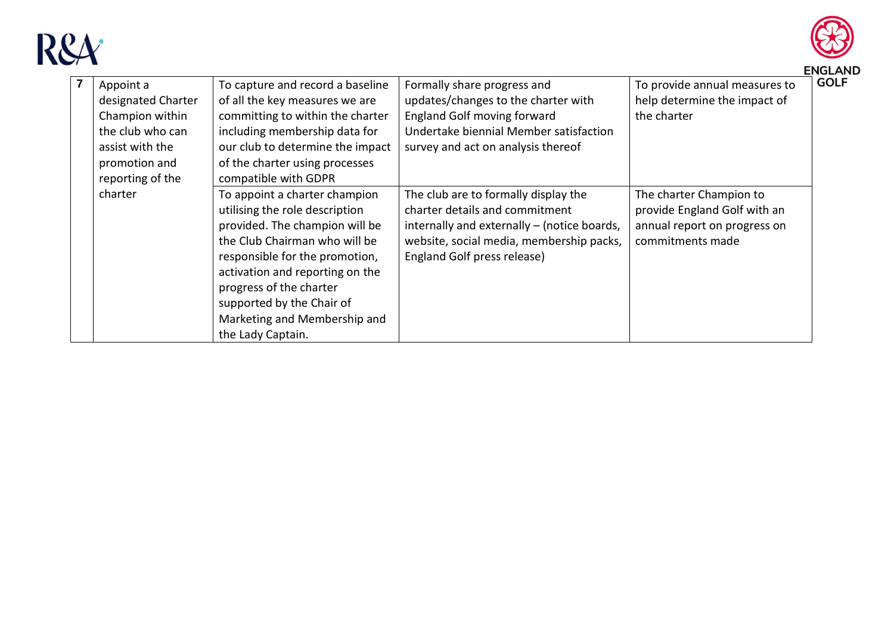| | | | | |
|---|---|---|---|---|
| 7 | Appoint a designated Charter Champion within the club who can assist with the promotion and reporting of the charter | To capture and record a baseline of all the key measures we are committing to within the charter including membership data for our club to determine the impact of the charter using processes compatible with GDPR | Formally share progress and updates/changes to the charter with England Golf moving forward Undertake biennial Member satisfaction survey and act on analysis thereof | To provide annual measures to help determine the impact of the charter |
| | | To appoint a charter champion utilising the role description provided. The champion will be the Club Chairman who will be responsible for the promotion, activation and reporting on the progress of the charter supported by the Chair of Marketing and Membership and the Lady Captain. | The club are to formally display the charter details and commitment internally and externally – (notice boards, website, social media, membership packs, England Golf press release) | The charter Champion to provide England Golf with an annual report on progress on commitments made |